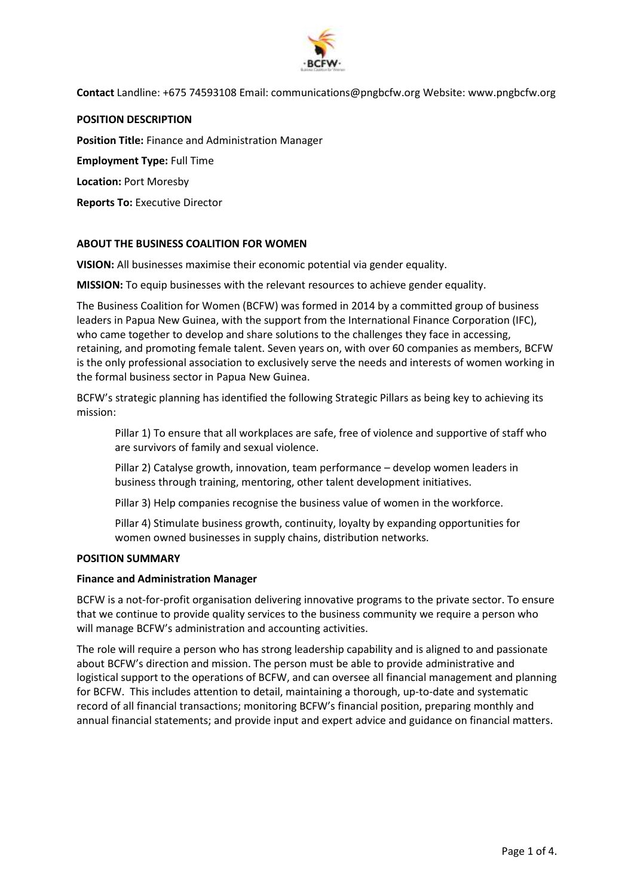**Contact** Landline: +675 74593108 Email: communications@pngbcfw.org Website: www.pngbcfw.org

**POSITION DESCRIPTION**

**Position Title:** Finance and Administration Manager

**Employment Type:** Full Time

**Location:** Port Moresby

**Reports To:** Executive Director

**ABOUT THE BUSINESS COALITION FOR WOMEN**

**VISION:** All businesses maximise their economic potential via gender equality.

**MISSION:** To equip businesses with the relevant resources to achieve gender equality.

The Business Coalition for Women (BCFW) was formed in 2014 by a committed group of business leaders in Papua New Guinea, with the support from the International Finance Corporation (IFC), who came together to develop and share solutions to the challenges they face in accessing, retaining, and promoting female talent. Seven years on, with over 60 companies as members, BCFW is the only professional association to exclusively serve the needs and interests of women working in the formal business sector in Papua New Guinea.

BCFW's strategic planning has identified the following Strategic Pillars as being key to achieving its mission:

> Pillar 1) To ensure that all workplaces are safe, free of violence and supportive of staff who are survivors of family and sexual violence.
>
> Pillar 2) Catalyse growth, innovation, team performance – develop women leaders in business through training, mentoring, other talent development initiatives.
>
> Pillar 3) Help companies recognise the business value of women in the workforce.
>
> Pillar 4) Stimulate business growth, continuity, loyalty by expanding opportunities for women owned businesses in supply chains, distribution networks.

**POSITION SUMMARY**

**Finance and Administration Manager**

BCFW is a not-for-profit organisation delivering innovative programs to the private sector. To ensure that we continue to provide quality services to the business community we require a person who will manage BCFW's administration and accounting activities.

The role will require a person who has strong leadership capability and is aligned to and passionate about BCFW's direction and mission. The person must be able to provide administrative and logistical support to the operations of BCFW, and can oversee all financial management and planning for BCFW. This includes attention to detail, maintaining a thorough, up-to-date and systematic record of all financial transactions; monitoring BCFW's financial position, preparing monthly and annual financial statements; and provide input and expert advice and guidance on financial matters.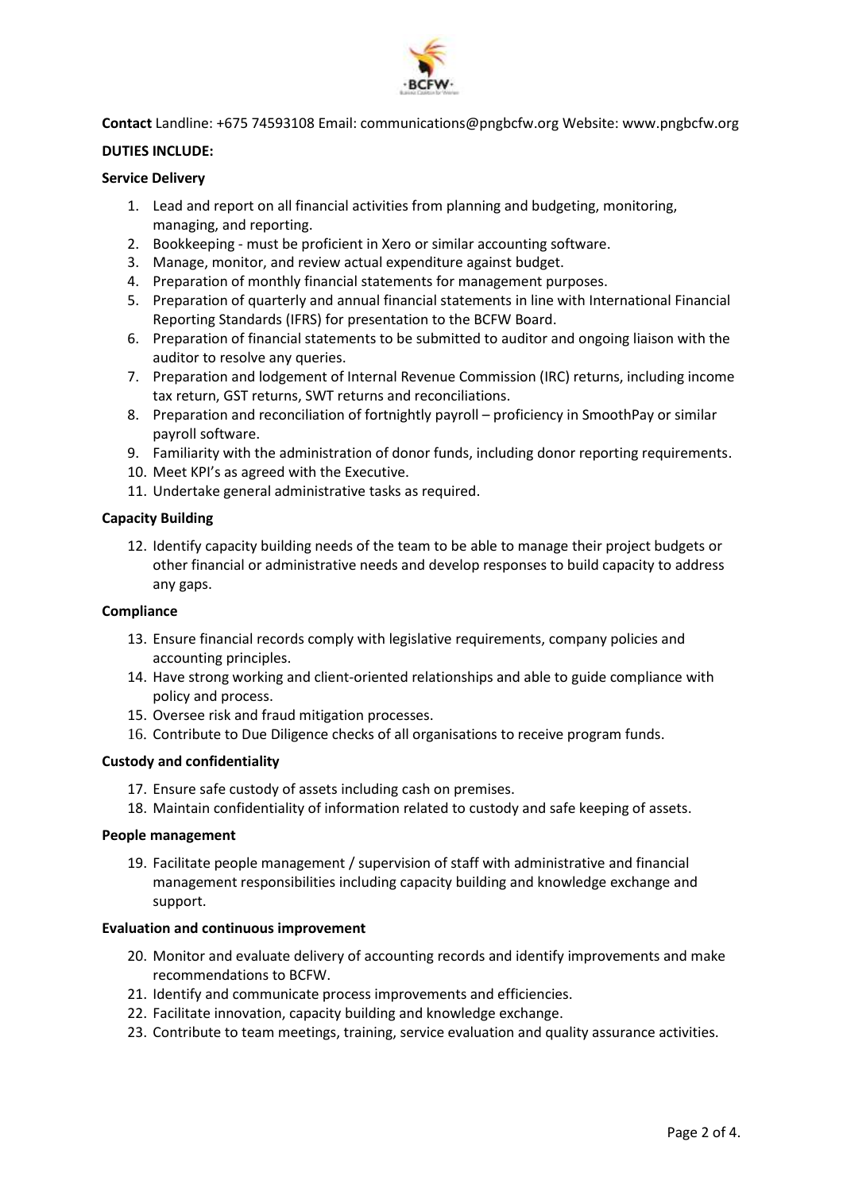**Contact** Landline: +675 74593108 Email: communications@pngbcfw.org Website: www.pngbcfw.org

**DUTIES INCLUDE:**

**Service Delivery**

1. Lead and report on all financial activities from planning and budgeting, monitoring, managing, and reporting.
2. Bookkeeping - must be proficient in Xero or similar accounting software.
3. Manage, monitor, and review actual expenditure against budget.
4. Preparation of monthly financial statements for management purposes.
5. Preparation of quarterly and annual financial statements in line with International Financial Reporting Standards (IFRS) for presentation to the BCFW Board.
6. Preparation of financial statements to be submitted to auditor and ongoing liaison with the auditor to resolve any queries.
7. Preparation and lodgement of Internal Revenue Commission (IRC) returns, including income tax return, GST returns, SWT returns and reconciliations.
8. Preparation and reconciliation of fortnightly payroll – proficiency in SmoothPay or similar payroll software.
9. Familiarity with the administration of donor funds, including donor reporting requirements.
10. Meet KPI's as agreed with the Executive.
11. Undertake general administrative tasks as required.

**Capacity Building**

12. Identify capacity building needs of the team to be able to manage their project budgets or other financial or administrative needs and develop responses to build capacity to address any gaps.

**Compliance**

13. Ensure financial records comply with legislative requirements, company policies and accounting principles.
14. Have strong working and client-oriented relationships and able to guide compliance with policy and process.
15. Oversee risk and fraud mitigation processes.
16. Contribute to Due Diligence checks of all organisations to receive program funds.

**Custody and confidentiality**

17. Ensure safe custody of assets including cash on premises.
18. Maintain confidentiality of information related to custody and safe keeping of assets.

**People management**

19. Facilitate people management / supervision of staff with administrative and financial management responsibilities including capacity building and knowledge exchange and support.

**Evaluation and continuous improvement**

20. Monitor and evaluate delivery of accounting records and identify improvements and make recommendations to BCFW.
21. Identify and communicate process improvements and efficiencies.
22. Facilitate innovation, capacity building and knowledge exchange.
23. Contribute to team meetings, training, service evaluation and quality assurance activities.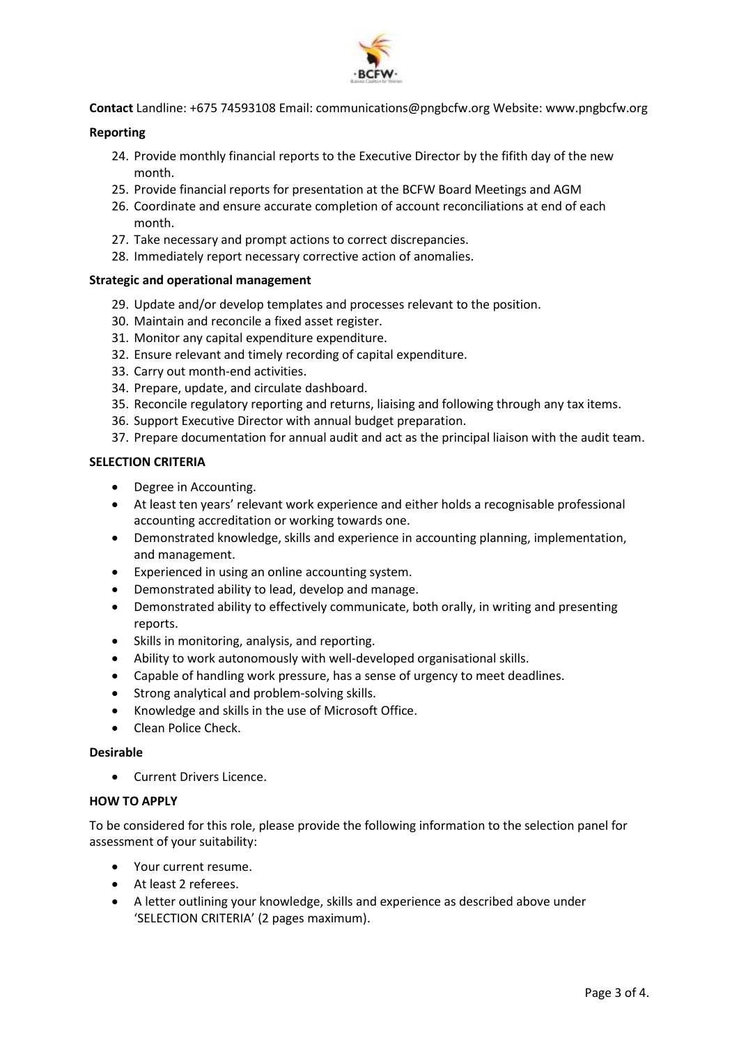**Contact** Landline: +675 74593108 Email: communications@pngbcfw.org Website: www.pngbcfw.org

**Reporting**

24. Provide monthly financial reports to the Executive Director by the fifith day of the new month.
25. Provide financial reports for presentation at the BCFW Board Meetings and AGM
26. Coordinate and ensure accurate completion of account reconciliations at end of each month.
27. Take necessary and prompt actions to correct discrepancies.
28. Immediately report necessary corrective action of anomalies.

**Strategic and operational management**

29. Update and/or develop templates and processes relevant to the position.
30. Maintain and reconcile a fixed asset register.
31. Monitor any capital expenditure expenditure.
32. Ensure relevant and timely recording of capital expenditure.
33. Carry out month-end activities.
34. Prepare, update, and circulate dashboard.
35. Reconcile regulatory reporting and returns, liaising and following through any tax items.
36. Support Executive Director with annual budget preparation.
37. Prepare documentation for annual audit and act as the principal liaison with the audit team.

**SELECTION CRITERIA**

- Degree in Accounting.
- At least ten years' relevant work experience and either holds a recognisable professional accounting accreditation or working towards one.
- Demonstrated knowledge, skills and experience in accounting planning, implementation, and management.
- Experienced in using an online accounting system.
- Demonstrated ability to lead, develop and manage.
- Demonstrated ability to effectively communicate, both orally, in writing and presenting reports.
- Skills in monitoring, analysis, and reporting.
- Ability to work autonomously with well-developed organisational skills.
- Capable of handling work pressure, has a sense of urgency to meet deadlines.
- Strong analytical and problem-solving skills.
- Knowledge and skills in the use of Microsoft Office.
- Clean Police Check.

**Desirable**

- Current Drivers Licence.

**HOW TO APPLY**

To be considered for this role, please provide the following information to the selection panel for assessment of your suitability:

- Your current resume.
- At least 2 referees.
- A letter outlining your knowledge, skills and experience as described above under 'SELECTION CRITERIA' (2 pages maximum).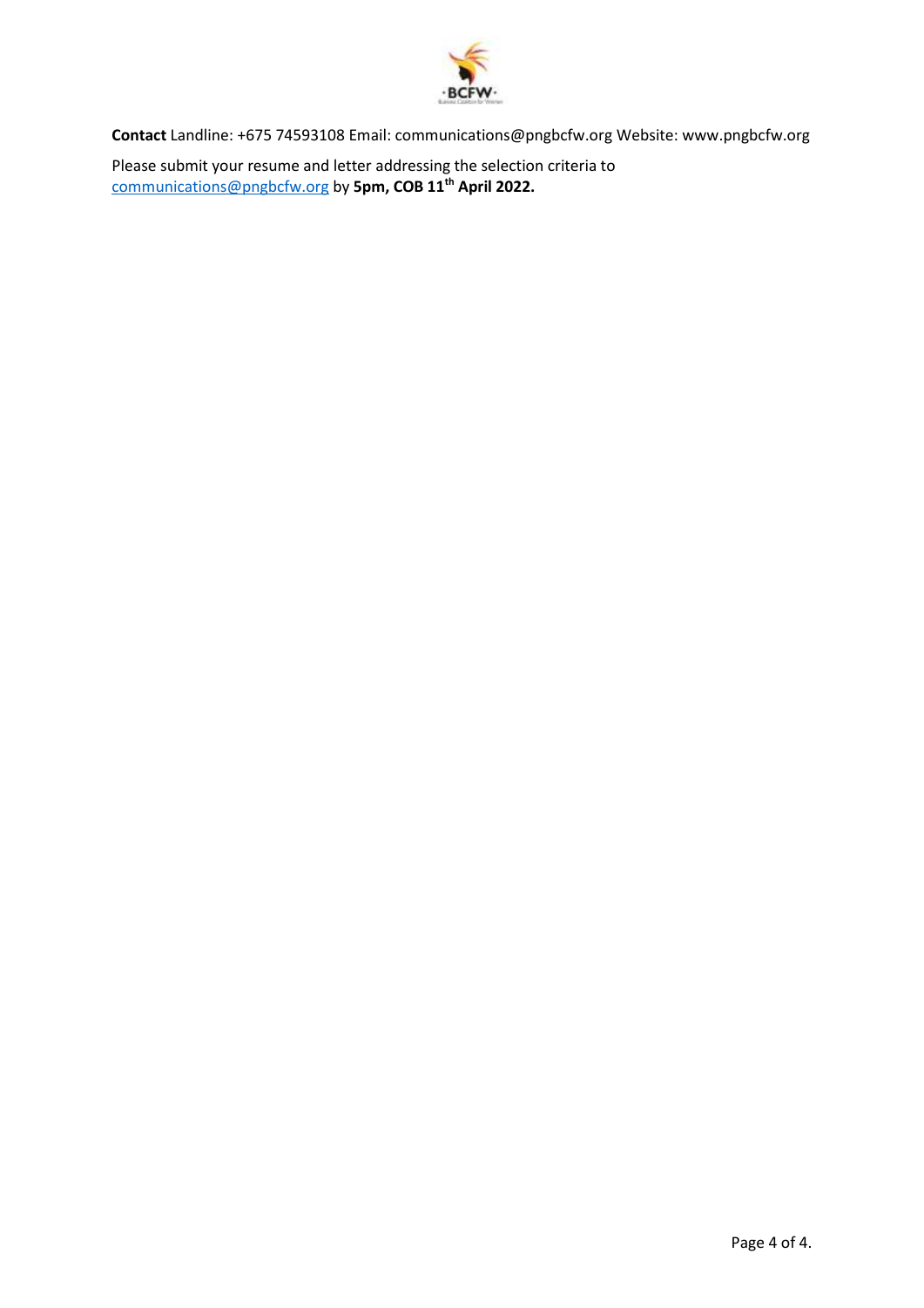**Contact** Landline: +675 74593108 Email: communications@pngbcfw.org Website: www.pngbcfw.org

Please submit your resume and letter addressing the selection criteria to communications@pngbcfw.org by **5pm, COB 11th April 2022.**